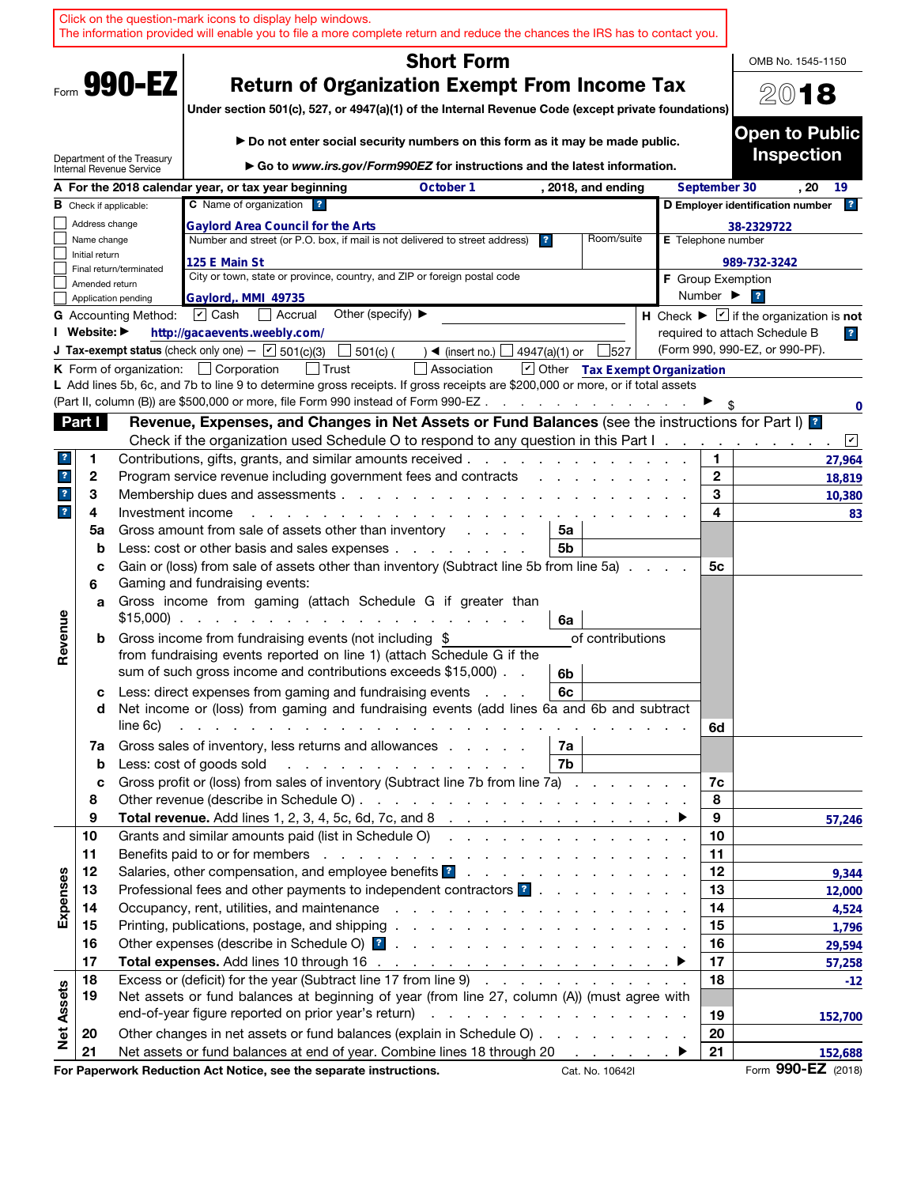Click on the question-mark icons to display help windows.
The information provided will enable you to file a more complete return and reduce the chances the IRS has to contact you.

Form **990-EZ**

Department of the Treasury
Internal Revenue Service

# Short Form
# Return of Organization Exempt From Income Tax

**Under section 501(c), 527, or 4947(a)(1) of the Internal Revenue Code (except private foundations)**

▶ **Do not enter social security numbers on this form as it may be made public.**

▶ **Go to *www.irs.gov/Form990EZ* for instructions and the latest information.**

OMB No. 1545-1150

**2018**

**Open to Public Inspection**

**A** For the 2018 calendar year, or tax year beginning **October 1**, 2018, and ending **September 30**, 20 **19**

**B** Check if applicable:
- ☐ Address change
- ☐ Name change
- ☐ Initial return
- ☐ Final return/terminated
- ☐ Amended return
- ☐ Application pending

**C** Name of organization: **Gaylord Area Council for the Arts**

Number and street (or P.O. box, if mail is not delivered to street address): **125 E Main St** Room/suite:

City or town, state or province, country, and ZIP or foreign postal code: **Gaylord,. MMI 49735**

**D** Employer identification number: **38-2329722**

**E** Telephone number: **989-732-3242**

**F** Group Exemption Number ▶

**G** Accounting Method: ☑ Cash ☐ Accrual Other (specify) ▶

**H** Check ▶ ☑ if the organization is **not** required to attach Schedule B (Form 990, 990-EZ, or 990-PF).

**I** Website: ▶ **http://gacaevents.weebly.com/**

**J** Tax-exempt status (check only one) — ☑ 501(c)(3) ☐ 501(c) ( ) ◀ (insert no.) ☐ 4947(a)(1) or ☐ 527

**K** Form of organization: ☐ Corporation ☐ Trust ☐ Association ☑ Other **Tax Exempt Organization**

**L** Add lines 5b, 6c, and 7b to line 9 to determine gross receipts. If gross receipts are $200,000 or more, or if total assets (Part II, column (B)) are $500,000 or more, file Form 990 instead of Form 990-EZ . . . ▶ $ **0**

## Part I — Revenue, Expenses, and Changes in Net Assets or Fund Balances (see the instructions for Part I)

Check if the organization used Schedule O to respond to any question in this Part I . . . ☑

| Section | Line | Description | Sub-line | Sub-amount | Line | Amount |
|---|---|---|---|---|---|---|
| Revenue | 1 | Contributions, gifts, grants, and similar amounts received | | | 1 | 27,964 |
| | 2 | Program service revenue including government fees and contracts | | | 2 | 18,819 |
| | 3 | Membership dues and assessments | | | 3 | 10,380 |
| | 4 | Investment income | | | 4 | 83 |
| | 5a | Gross amount from sale of assets other than inventory | 5a | | | |
| | b | Less: cost or other basis and sales expenses | 5b | | | |
| | c | Gain or (loss) from sale of assets other than inventory (Subtract line 5b from line 5a) | | | 5c | |
| | 6 | Gaming and fundraising events: | | | | |
| | a | Gross income from gaming (attach Schedule G if greater than $15,000) | 6a | | | |
| | b | Gross income from fundraising events (not including $ ______ of contributions from fundraising events reported on line 1) (attach Schedule G if the sum of such gross income and contributions exceeds $15,000) | 6b | | | |
| | c | Less: direct expenses from gaming and fundraising events | 6c | | | |
| | d | Net income or (loss) from gaming and fundraising events (add lines 6a and 6b and subtract line 6c) | | | 6d | |
| | 7a | Gross sales of inventory, less returns and allowances | 7a | | | |
| | b | Less: cost of goods sold | 7b | | | |
| | c | Gross profit or (loss) from sales of inventory (Subtract line 7b from line 7a) | | | 7c | |
| | 8 | Other revenue (describe in Schedule O) | | | 8 | |
| | 9 | **Total revenue.** Add lines 1, 2, 3, 4, 5c, 6d, 7c, and 8 ▶ | | | 9 | 57,246 |
| Expenses | 10 | Grants and similar amounts paid (list in Schedule O) | | | 10 | |
| | 11 | Benefits paid to or for members | | | 11 | |
| | 12 | Salaries, other compensation, and employee benefits | | | 12 | 9,344 |
| | 13 | Professional fees and other payments to independent contractors | | | 13 | 12,000 |
| | 14 | Occupancy, rent, utilities, and maintenance | | | 14 | 4,524 |
| | 15 | Printing, publications, postage, and shipping | | | 15 | 1,796 |
| | 16 | Other expenses (describe in Schedule O) | | | 16 | 29,594 |
| | 17 | **Total expenses.** Add lines 10 through 16 ▶ | | | 17 | 57,258 |
| Net Assets | 18 | Excess or (deficit) for the year (Subtract line 17 from line 9) | | | 18 | -12 |
| | 19 | Net assets or fund balances at beginning of year (from line 27, column (A)) (must agree with end-of-year figure reported on prior year's return) | | | 19 | 152,700 |
| | 20 | Other changes in net assets or fund balances (explain in Schedule O) | | | 20 | |
| | 21 | Net assets or fund balances at end of year. Combine lines 18 through 20 ▶ | | | 21 | 152,688 |

**For Paperwork Reduction Act Notice, see the separate instructions.** Cat. No. 10642I Form **990-EZ** (2018)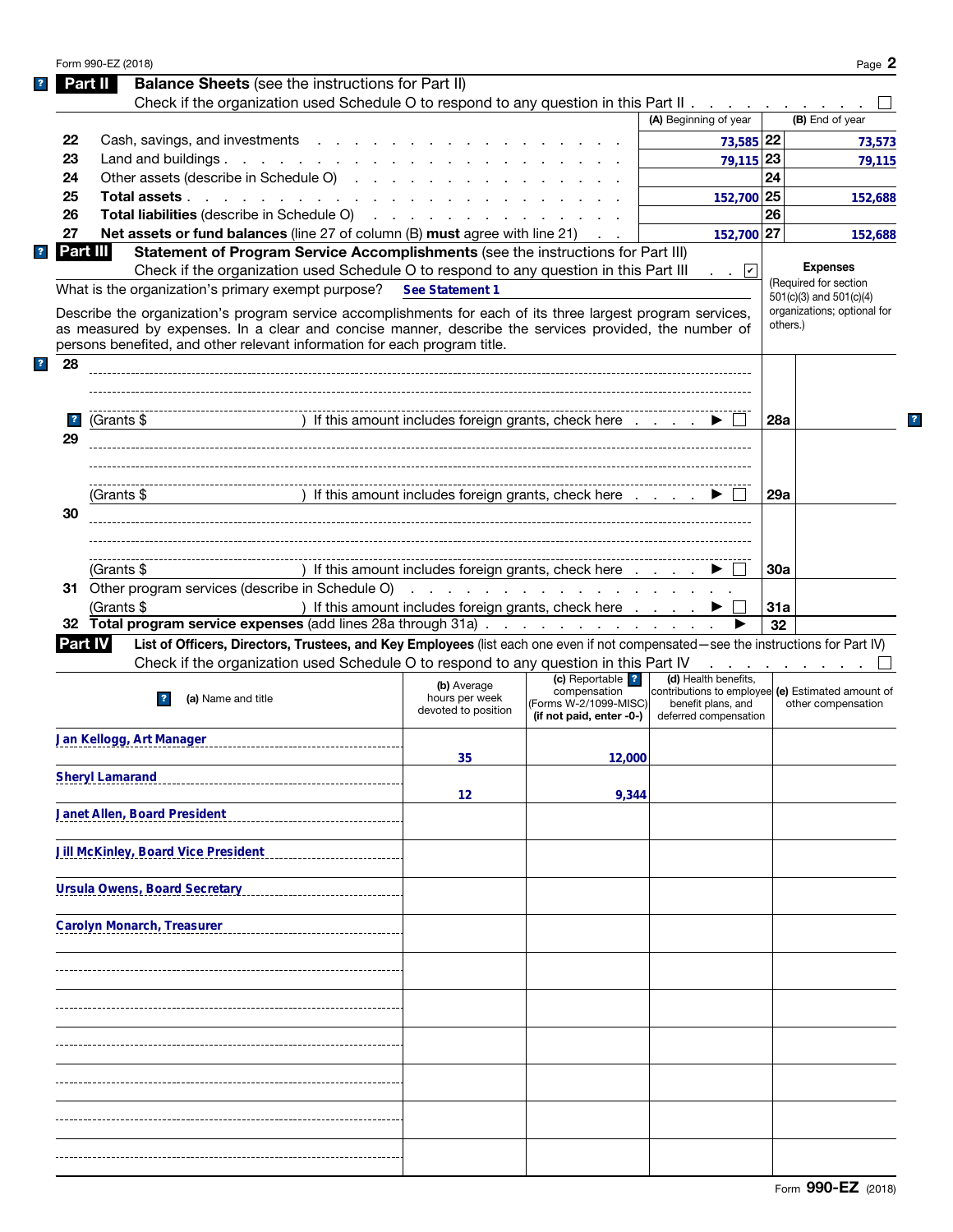Form 990-EZ (2018)

## Part II — Balance Sheets (see the instructions for Part II)

Check if the organization used Schedule O to respond to any question in this Part II . . . ☐

| | | (A) Beginning of year | | (B) End of year |
|---|---|---|---|---|
| 22 | Cash, savings, and investments | 73,585 | 22 | 73,573 |
| 23 | Land and buildings | 79,115 | 23 | 79,115 |
| 24 | Other assets (describe in Schedule O) | | 24 | |
| 25 | **Total assets** | 152,700 | 25 | 152,688 |
| 26 | **Total liabilities** (describe in Schedule O) | | 26 | |
| 27 | **Net assets or fund balances** (line 27 of column (B) **must** agree with line 21) | 152,700 | 27 | 152,688 |

## Part III — Statement of Program Service Accomplishments (see the instructions for Part III)

Check if the organization used Schedule O to respond to any question in this Part III . . . ☑

What is the organization's primary exempt purpose? See Statement 1

Describe the organization's program service accomplishments for each of its three largest program services, as measured by expenses. In a clear and concise manner, describe the services provided, the number of persons benefited, and other relevant information for each program title.

**Expenses** (Required for section 501(c)(3) and 501(c)(4) organizations; optional for others.)

| | | | Expenses |
|---|---|---|---|
| 28 | (Grants $ ) If this amount includes foreign grants, check here ▶ ☐ | 28a | |
| 29 | (Grants $ ) If this amount includes foreign grants, check here ▶ ☐ | 29a | |
| 30 | (Grants $ ) If this amount includes foreign grants, check here ▶ ☐ | 30a | |
| 31 | Other program services (describe in Schedule O) (Grants $ ) If this amount includes foreign grants, check here ▶ ☐ | 31a | |
| 32 | **Total program service expenses** (add lines 28a through 31a) ▶ | 32 | |

## Part IV — List of Officers, Directors, Trustees, and Key Employees (list each one even if not compensated—see the instructions for Part IV)

Check if the organization used Schedule O to respond to any question in this Part IV . . . ☐

| (a) Name and title | (b) Average hours per week devoted to position | (c) Reportable compensation (Forms W-2/1099-MISC) (if not paid, enter -0-) | (d) Health benefits, contributions to employee benefit plans, and deferred compensation | (e) Estimated amount of other compensation |
|---|---|---|---|---|
| Jan Kellogg, Art Manager | 35 | 12,000 | | |
| Sheryl Lamarand | 12 | 9,344 | | |
| Janet Allen, Board President | | | | |
| Jill McKinley, Board Vice President | | | | |
| Ursula Owens, Board Secretary | | | | |
| Carolyn Monarch, Treasurer | | | | |
| | | | | |
| | | | | |
| | | | | |
| | | | | |
| | | | | |
| | | | | |

Form **990-EZ** (2018)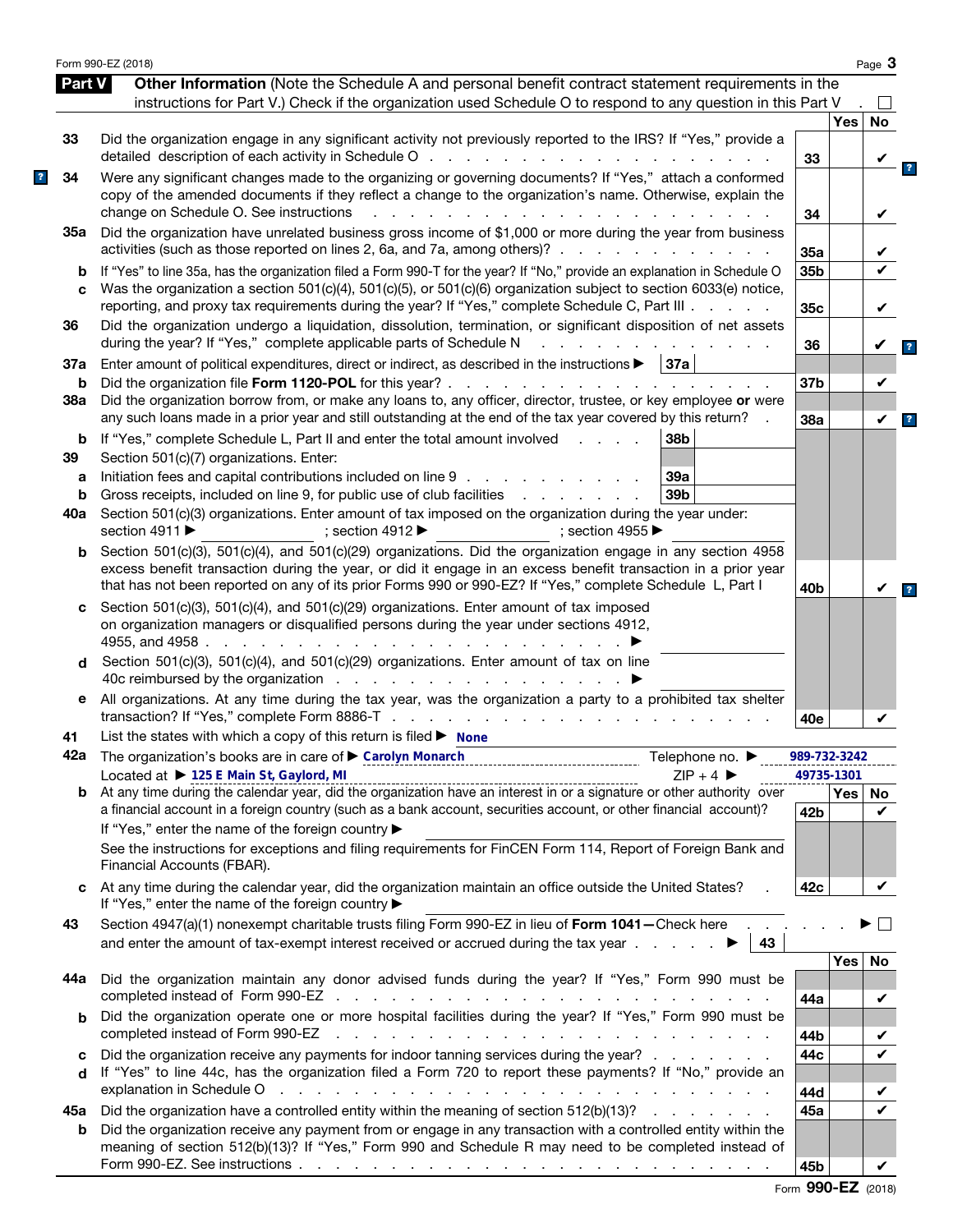## Part V Other Information

(Note the Schedule A and personal benefit contract statement requirements in the instructions for Part V.) Check if the organization used Schedule O to respond to any question in this Part V . ☐

| | | | Yes | No |
|---|---|---|---|---|
| 33 | Did the organization engage in any significant activity not previously reported to the IRS? If "Yes," provide a detailed description of each activity in Schedule O | 33 | | ✔ |
| 34 | Were any significant changes made to the organizing or governing documents? If "Yes," attach a conformed copy of the amended documents if they reflect a change to the organization's name. Otherwise, explain the change on Schedule O. See instructions | 34 | | ✔ |
| 35a | Did the organization have unrelated business gross income of $1,000 or more during the year from business activities (such as those reported on lines 2, 6a, and 7a, among others)? | 35a | | ✔ |
| b | If "Yes" to line 35a, has the organization filed a Form 990-T for the year? If "No," provide an explanation in Schedule O | 35b | | ✔ |
| c | Was the organization a section 501(c)(4), 501(c)(5), or 501(c)(6) organization subject to section 6033(e) notice, reporting, and proxy tax requirements during the year? If "Yes," complete Schedule C, Part III | 35c | | ✔ |
| 36 | Did the organization undergo a liquidation, dissolution, termination, or significant disposition of net assets during the year? If "Yes," complete applicable parts of Schedule N | 36 | | ✔ |
| 37a | Enter amount of political expenditures, direct or indirect, as described in the instructions ▶ 37a | | | |
| b | Did the organization file **Form 1120-POL** for this year? | 37b | | ✔ |
| 38a | Did the organization borrow from, or make any loans to, any officer, director, trustee, or key employee **or** were any such loans made in a prior year and still outstanding at the end of the tax year covered by this return? | 38a | | ✔ |
| b | If "Yes," complete Schedule L, Part II and enter the total amount involved 38b | | | |
| 39 | Section 501(c)(7) organizations. Enter: | | | |
| a | Initiation fees and capital contributions included on line 9 39a | | | |
| b | Gross receipts, included on line 9, for public use of club facilities 39b | | | |
| 40a | Section 501(c)(3) organizations. Enter amount of tax imposed on the organization during the year under: section 4911 ▶ ; section 4912 ▶ ; section 4955 ▶ | | | |
| b | Section 501(c)(3), 501(c)(4), and 501(c)(29) organizations. Did the organization engage in any section 4958 excess benefit transaction during the year, or did it engage in an excess benefit transaction in a prior year that has not been reported on any of its prior Forms 990 or 990-EZ? If "Yes," complete Schedule L, Part I | 40b | | ✔ |
| c | Section 501(c)(3), 501(c)(4), and 501(c)(29) organizations. Enter amount of tax imposed on organization managers or disqualified persons during the year under sections 4912, 4955, and 4958 ▶ | | | |
| d | Section 501(c)(3), 501(c)(4), and 501(c)(29) organizations. Enter amount of tax on line 40c reimbursed by the organization ▶ | | | |
| e | All organizations. At any time during the tax year, was the organization a party to a prohibited tax shelter transaction? If "Yes," complete Form 8886-T | 40e | | ✔ |

41 List the states with which a copy of this return is filed ▶ None

42a The organization's books are in care of ▶ Carolyn Monarch Telephone no. ▶ 989-732-3242

Located at ▶ 125 E Main St, Gaylord, MI ZIP + 4 ▶ 49735-1301

| | | | Yes | No |
|---|---|---|---|---|
| b | At any time during the calendar year, did the organization have an interest in or a signature or other authority over a financial account in a foreign country (such as a bank account, securities account, or other financial account)? If "Yes," enter the name of the foreign country ▶ See the instructions for exceptions and filing requirements for FinCEN Form 114, Report of Foreign Bank and Financial Accounts (FBAR). | 42b | | ✔ |
| c | At any time during the calendar year, did the organization maintain an office outside the United States? If "Yes," enter the name of the foreign country ▶ | 42c | | ✔ |

43 Section 4947(a)(1) nonexempt charitable trusts filing Form 990-EZ in lieu of **Form 1041**—Check here ▶ ☐ and enter the amount of tax-exempt interest received or accrued during the tax year ▶ 43

| | | | Yes | No |
|---|---|---|---|---|
| 44a | Did the organization maintain any donor advised funds during the year? If "Yes," Form 990 must be completed instead of Form 990-EZ | 44a | | ✔ |
| b | Did the organization operate one or more hospital facilities during the year? If "Yes," Form 990 must be completed instead of Form 990-EZ | 44b | | ✔ |
| c | Did the organization receive any payments for indoor tanning services during the year? | 44c | | ✔ |
| d | If "Yes" to line 44c, has the organization filed a Form 720 to report these payments? If "No," provide an explanation in Schedule O | 44d | | ✔ |
| 45a | Did the organization have a controlled entity within the meaning of section 512(b)(13)? | 45a | | ✔ |
| b | Did the organization receive any payment from or engage in any transaction with a controlled entity within the meaning of section 512(b)(13)? If "Yes," Form 990 and Schedule R may need to be completed instead of Form 990-EZ. See instructions | 45b | | ✔ |

Form **990-EZ** (2018)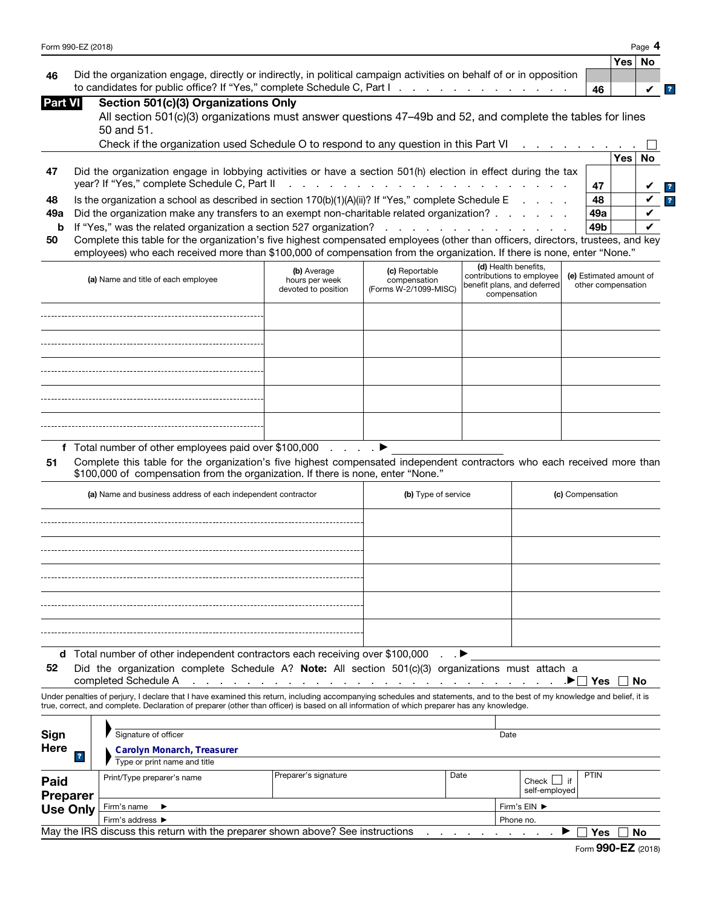Form 990-EZ (2018)

| | | | Yes | No |
|---|---|---|---|---|
| 46 | Did the organization engage, directly or indirectly, in political campaign activities on behalf of or in opposition to candidates for public office? If "Yes," complete Schedule C, Part I | 46 | | ✔ |

## Part VI Section 501(c)(3) Organizations Only

All section 501(c)(3) organizations must answer questions 47–49b and 52, and complete the tables for lines 50 and 51.

Check if the organization used Schedule O to respond to any question in this Part VI ☐

| | | | Yes | No |
|---|---|---|---|---|
| 47 | Did the organization engage in lobbying activities or have a section 501(h) election in effect during the tax year? If "Yes," complete Schedule C, Part II | 47 | | ✔ |
| 48 | Is the organization a school as described in section 170(b)(1)(A)(ii)? If "Yes," complete Schedule E | 48 | | ✔ |
| 49a | Did the organization make any transfers to an exempt non-charitable related organization? | 49a | | ✔ |
| b | If "Yes," was the related organization a section 527 organization? | 49b | | ✔ |

**50** Complete this table for the organization's five highest compensated employees (other than officers, directors, trustees, and key employees) who each received more than $100,000 of compensation from the organization. If there is none, enter "None."

| (a) Name and title of each employee | (b) Average hours per week devoted to position | (c) Reportable compensation (Forms W-2/1099-MISC) | (d) Health benefits, contributions to employee benefit plans, and deferred compensation | (e) Estimated amount of other compensation |
|---|---|---|---|---|
| | | | | |
| | | | | |
| | | | | |
| | | | | |
| | | | | |

**f** Total number of other employees paid over $100,000 ▶

**51** Complete this table for the organization's five highest compensated independent contractors who each received more than $100,000 of compensation from the organization. If there is none, enter "None."

| (a) Name and business address of each independent contractor | (b) Type of service | (c) Compensation |
|---|---|---|
| | | |
| | | |
| | | |
| | | |
| | | |

**d** Total number of other independent contractors each receiving over $100,000 ▶

**52** Did the organization complete Schedule A? **Note:** All section 501(c)(3) organizations must attach a completed Schedule A ▶ ☐ Yes ☐ No

Under penalties of perjury, I declare that I have examined this return, including accompanying schedules and statements, and to the best of my knowledge and belief, it is true, correct, and complete. Declaration of preparer (other than officer) is based on all information of which preparer has any knowledge.

**Sign Here**

Signature of officer | Date

Carolyn Monarch, Treasurer

Type or print name and title

**Paid Preparer Use Only**

| Print/Type preparer's name | Preparer's signature | Date | Check ☐ if self-employed | PTIN |
|---|---|---|---|---|
| | | | | |

Firm's name ▶ | Firm's EIN ▶

Firm's address ▶ | Phone no.

May the IRS discuss this return with the preparer shown above? See instructions ▶ ☐ Yes ☐ No

Form **990-EZ** (2018)